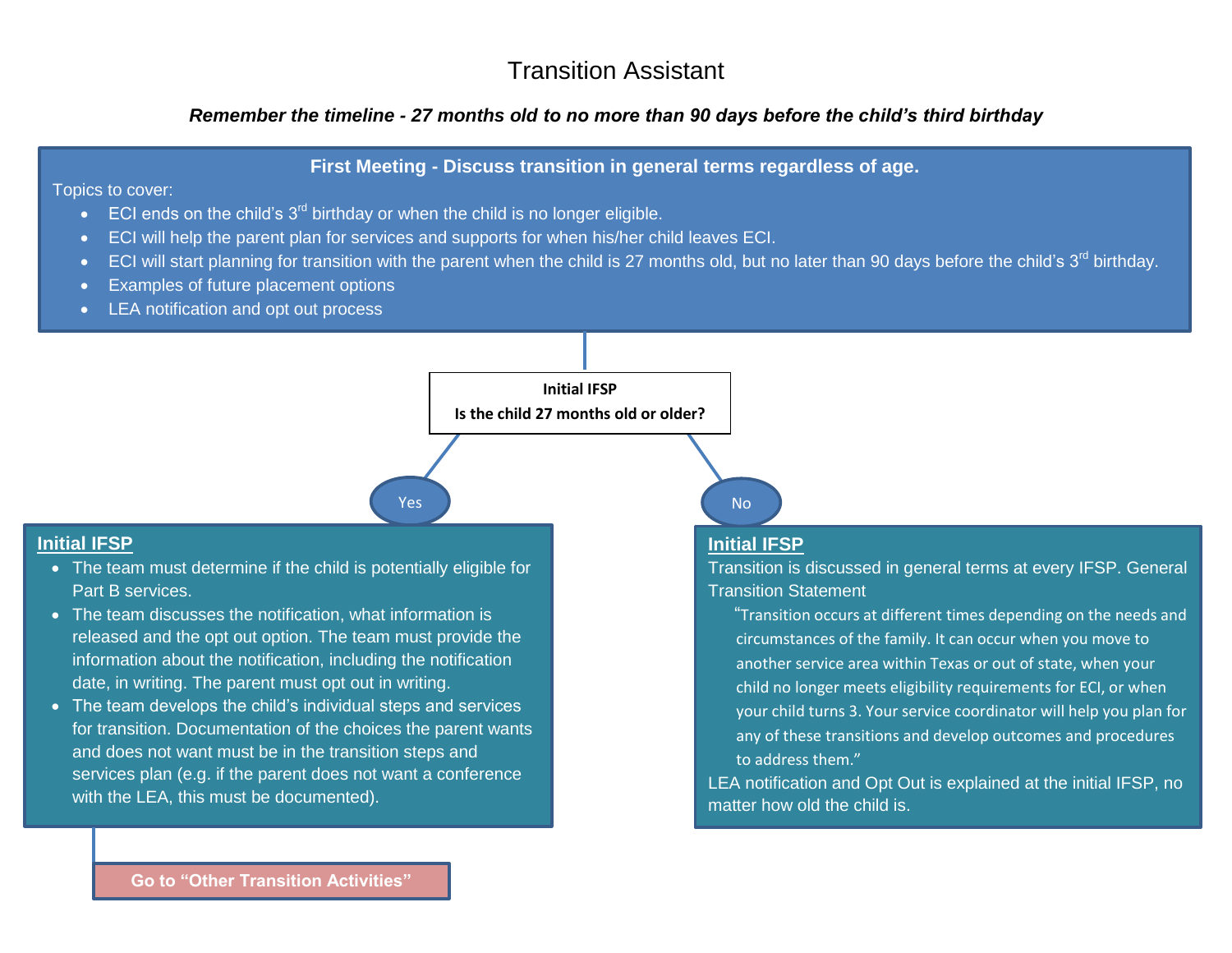# Transition Assistant

***Remember the timeline - 27 months old to no more than 90 days before the child's third birthday***

## First Meeting - Discuss transition in general terms regardless of age.

Topics to cover:

- ECI ends on the child's 3rd birthday or when the child is no longer eligible.
- ECI will help the parent plan for services and supports for when his/her child leaves ECI.
- ECI will start planning for transition with the parent when the child is 27 months old, but no later than 90 days before the child's 3rd birthday.
- Examples of future placement options
- LEA notification and opt out process

**Initial IFSP**
**Is the child 27 months old or older?**

### Yes

**Initial IFSP**

- The team must determine if the child is potentially eligible for Part B services.
- The team discusses the notification, what information is released and the opt out option. The team must provide the information about the notification, including the notification date, in writing. The parent must opt out in writing.
- The team develops the child's individual steps and services for transition. Documentation of the choices the parent wants and does not want must be in the transition steps and services plan (e.g. if the parent does not want a conference with the LEA, this must be documented).

**Go to "Other Transition Activities"**

### No

**Initial IFSP**

Transition is discussed in general terms at every IFSP. General Transition Statement

> "Transition occurs at different times depending on the needs and circumstances of the family. It can occur when you move to another service area within Texas or out of state, when your child no longer meets eligibility requirements for ECI, or when your child turns 3. Your service coordinator will help you plan for any of these transitions and develop outcomes and procedures to address them."

LEA notification and Opt Out is explained at the initial IFSP, no matter how old the child is.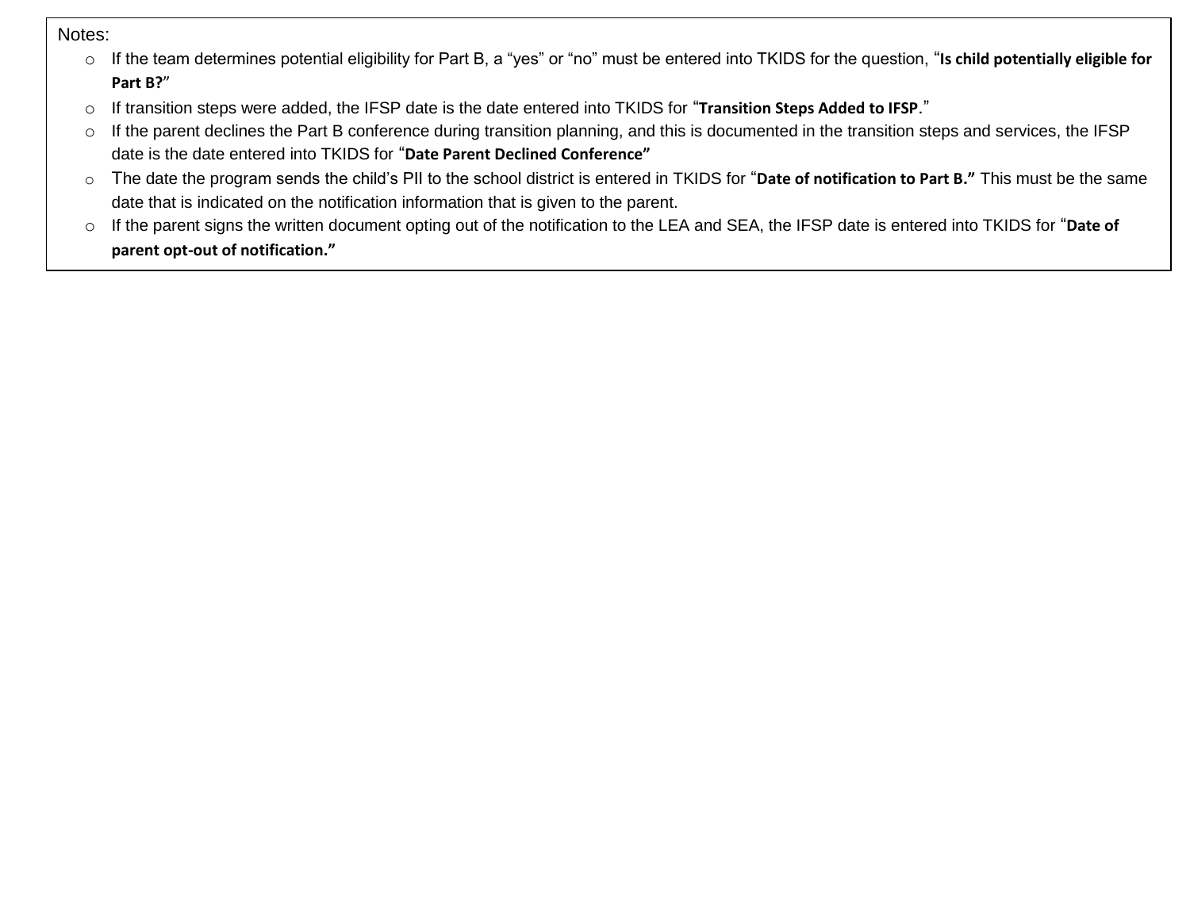Notes:

- If the team determines potential eligibility for Part B, a "yes" or "no" must be entered into TKIDS for the question, "**Is child potentially eligible for Part B?**"
- If transition steps were added, the IFSP date is the date entered into TKIDS for "**Transition Steps Added to IFSP**."
- If the parent declines the Part B conference during transition planning, and this is documented in the transition steps and services, the IFSP date is the date entered into TKIDS for "**Date Parent Declined Conference"**
- The date the program sends the child's PII to the school district is entered in TKIDS for "**Date of notification to Part B."** This must be the same date that is indicated on the notification information that is given to the parent.
- If the parent signs the written document opting out of the notification to the LEA and SEA, the IFSP date is entered into TKIDS for "**Date of parent opt-out of notification."**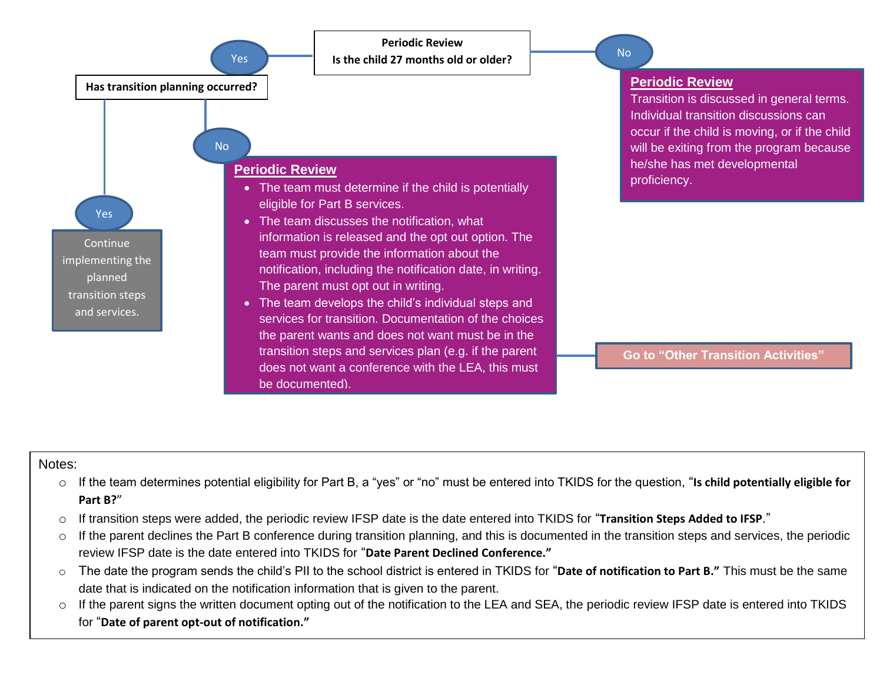**Periodic Review**
**Is the child 27 months old or older?**

Yes → **Has transition planning occurred?**

- Yes → Continue implementing the planned transition steps and services.
- No → **Periodic Review**
  - The team must determine if the child is potentially eligible for Part B services.
  - The team discusses the notification, what information is released and the opt out option. The team must provide the information about the notification, including the notification date, in writing. The parent must opt out in writing.
  - The team develops the child's individual steps and services for transition. Documentation of the choices the parent wants and does not want must be in the transition steps and services plan (e.g. if the parent does not want a conference with the LEA, this must be documented).

  → **Go to "Other Transition Activities"**

No → **Periodic Review**
Transition is discussed in general terms. Individual transition discussions can occur if the child is moving, or if the child will be exiting from the program because he/she has met developmental proficiency.

Notes:

- If the team determines potential eligibility for Part B, a "yes" or "no" must be entered into TKIDS for the question, "**Is child potentially eligible for Part B?**"
- If transition steps were added, the periodic review IFSP date is the date entered into TKIDS for "**Transition Steps Added to IFSP**."
- If the parent declines the Part B conference during transition planning, and this is documented in the transition steps and services, the periodic review IFSP date is the date entered into TKIDS for "**Date Parent Declined Conference.**"
- The date the program sends the child's PII to the school district is entered in TKIDS for "**Date of notification to Part B.**" This must be the same date that is indicated on the notification information that is given to the parent.
- If the parent signs the written document opting out of the notification to the LEA and SEA, the periodic review IFSP date is entered into TKIDS for "**Date of parent opt-out of notification.**"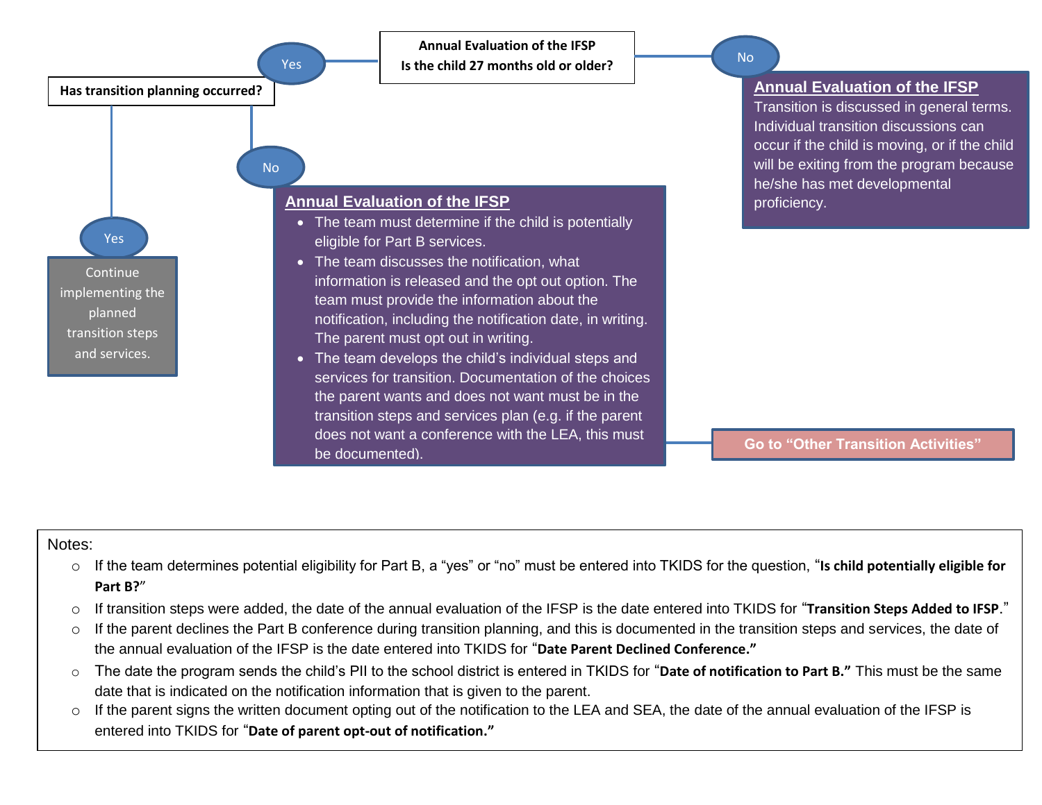**Annual Evaluation of the IFSP**
**Is the child 27 months old or older?**

No

## Annual Evaluation of the IFSP

Transition is discussed in general terms. Individual transition discussions can occur if the child is moving, or if the child will be exiting from the program because he/she has met developmental proficiency.

Yes

**Has transition planning occurred?**

Yes

Continue implementing the planned transition steps and services.

No

## Annual Evaluation of the IFSP

- The team must determine if the child is potentially eligible for Part B services.
- The team discusses the notification, what information is released and the opt out option. The team must provide the information about the notification, including the notification date, in writing. The parent must opt out in writing.
- The team develops the child's individual steps and services for transition. Documentation of the choices the parent wants and does not want must be in the transition steps and services plan (e.g. if the parent does not want a conference with the LEA, this must be documented).

**Go to "Other Transition Activities"**

Notes:

- If the team determines potential eligibility for Part B, a "yes" or "no" must be entered into TKIDS for the question, "**Is child potentially eligible for Part B?**"
- If transition steps were added, the date of the annual evaluation of the IFSP is the date entered into TKIDS for "**Transition Steps Added to IFSP**."
- If the parent declines the Part B conference during transition planning, and this is documented in the transition steps and services, the date of the annual evaluation of the IFSP is the date entered into TKIDS for "**Date Parent Declined Conference.**"
- The date the program sends the child's PII to the school district is entered in TKIDS for "**Date of notification to Part B.**" This must be the same date that is indicated on the notification information that is given to the parent.
- If the parent signs the written document opting out of the notification to the LEA and SEA, the date of the annual evaluation of the IFSP is entered into TKIDS for "**Date of parent opt-out of notification.**"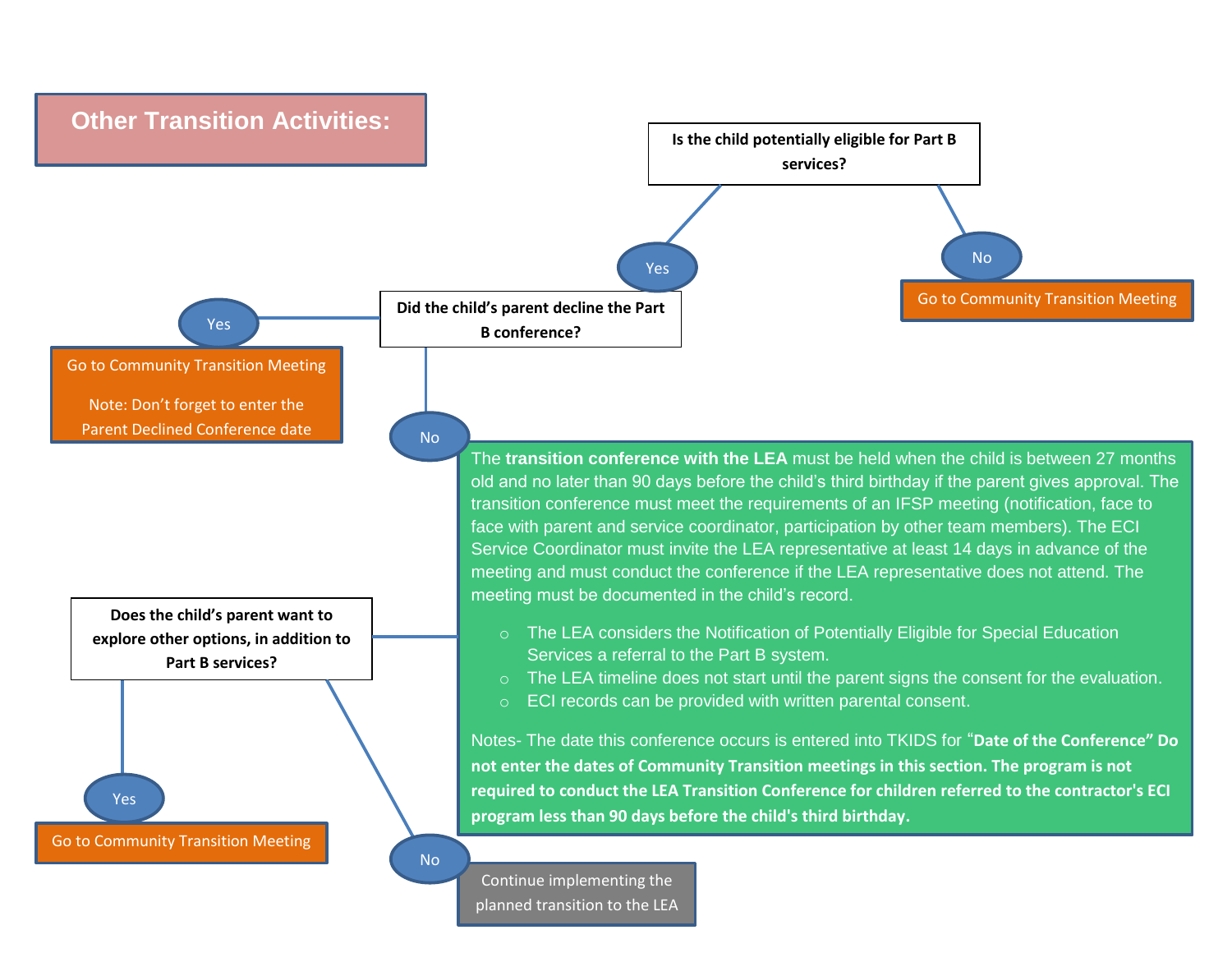# Other Transition Activities:

**Is the child potentially eligible for Part B services?**

- **No** → Go to Community Transition Meeting
- **Yes** → **Did the child's parent decline the Part B conference?**
  - **Yes** → Go to Community Transition Meeting

    Note: Don't forget to enter the Parent Declined Conference date
  - **No** →

    The **transition conference with the LEA** must be held when the child is between 27 months old and no later than 90 days before the child's third birthday if the parent gives approval. The transition conference must meet the requirements of an IFSP meeting (notification, face to face with parent and service coordinator, participation by other team members). The ECI Service Coordinator must invite the LEA representative at least 14 days in advance of the meeting and must conduct the conference if the LEA representative does not attend. The meeting must be documented in the child's record.

    - The LEA considers the Notification of Potentially Eligible for Special Education Services a referral to the Part B system.
    - The LEA timeline does not start until the parent signs the consent for the evaluation.
    - ECI records can be provided with written parental consent.

    Notes- The date this conference occurs is entered into TKIDS for "**Date of the Conference" Do not enter the dates of Community Transition meetings in this section. The program is not required to conduct the LEA Transition Conference for children referred to the contractor's ECI program less than 90 days before the child's third birthday.**

    **Does the child's parent want to explore other options, in addition to Part B services?**
    - **Yes** → Go to Community Transition Meeting
    - **No** → Continue implementing the planned transition to the LEA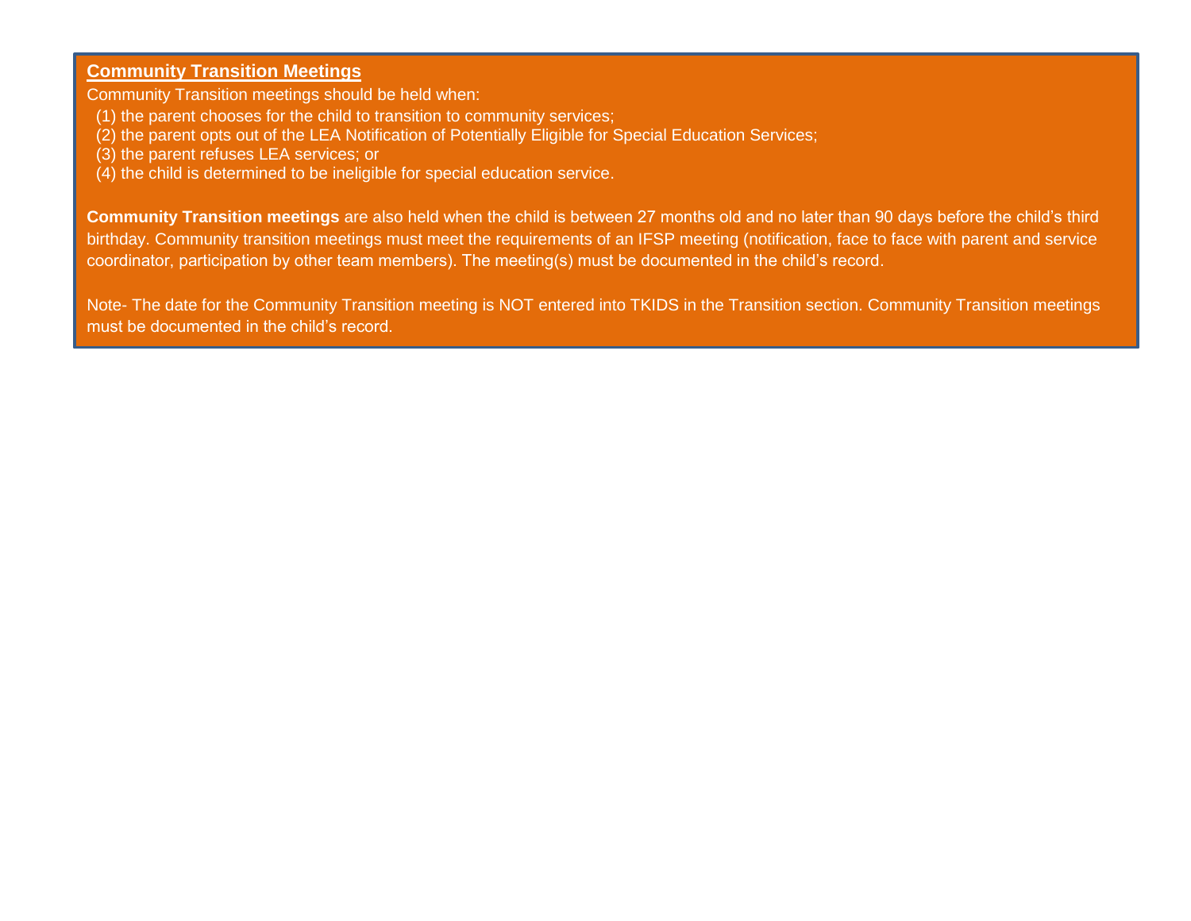**Community Transition Meetings**

Community Transition meetings should be held when:

(1) the parent chooses for the child to transition to community services;
(2) the parent opts out of the LEA Notification of Potentially Eligible for Special Education Services;
(3) the parent refuses LEA services; or
(4) the child is determined to be ineligible for special education service.

**Community Transition meetings** are also held when the child is between 27 months old and no later than 90 days before the child's third birthday. Community transition meetings must meet the requirements of an IFSP meeting (notification, face to face with parent and service coordinator, participation by other team members). The meeting(s) must be documented in the child's record.

Note- The date for the Community Transition meeting is NOT entered into TKIDS in the Transition section. Community Transition meetings must be documented in the child's record.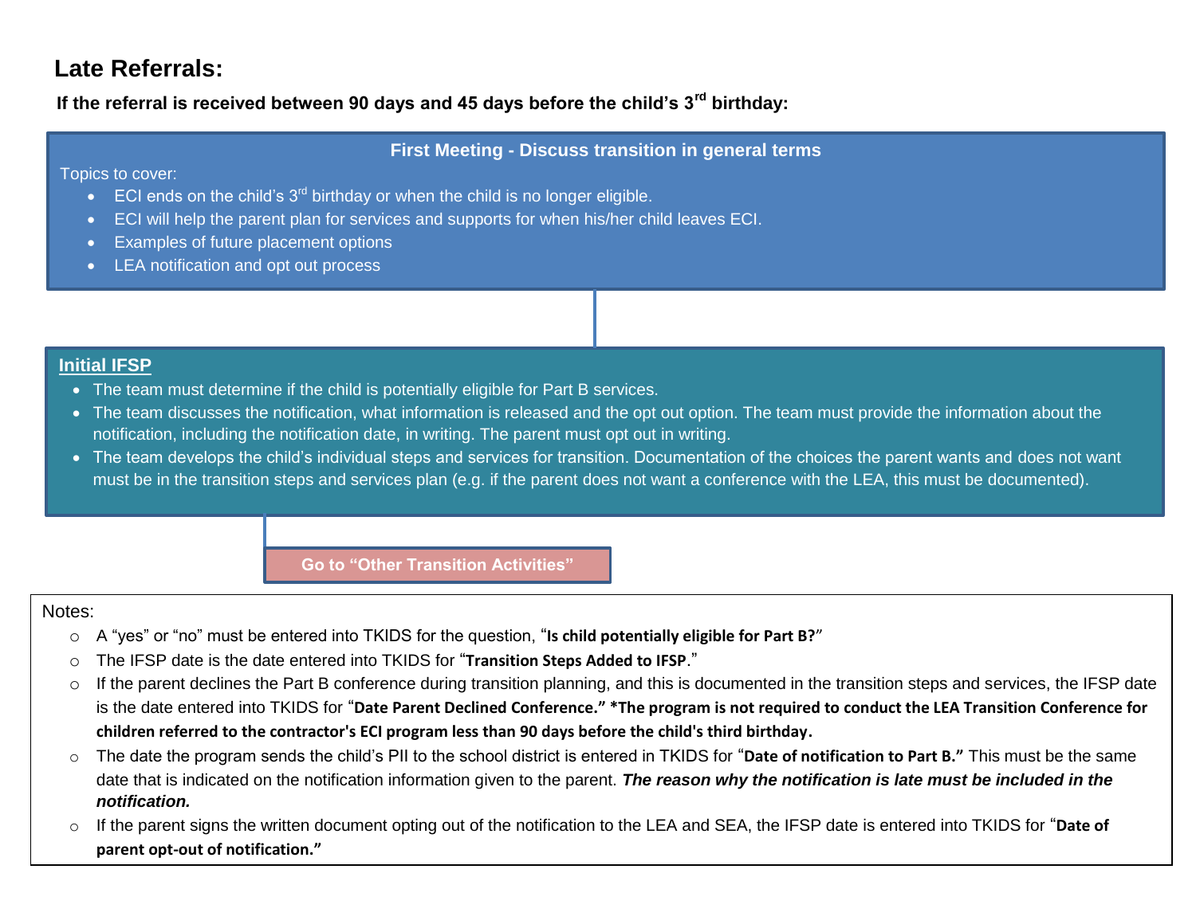# Late Referrals:

**If the referral is received between 90 days and 45 days before the child's 3rd birthday:**

**First Meeting - Discuss transition in general terms**

Topics to cover:

- ECI ends on the child's 3rd birthday or when the child is no longer eligible.
- ECI will help the parent plan for services and supports for when his/her child leaves ECI.
- Examples of future placement options
- LEA notification and opt out process

**Initial IFSP**

- The team must determine if the child is potentially eligible for Part B services.
- The team discusses the notification, what information is released and the opt out option. The team must provide the information about the notification, including the notification date, in writing. The parent must opt out in writing.
- The team develops the child's individual steps and services for transition. Documentation of the choices the parent wants and does not want must be in the transition steps and services plan (e.g. if the parent does not want a conference with the LEA, this must be documented).

**Go to "Other Transition Activities"**

Notes:

- A "yes" or "no" must be entered into TKIDS for the question, "**Is child potentially eligible for Part B?**"
- The IFSP date is the date entered into TKIDS for "**Transition Steps Added to IFSP**."
- If the parent declines the Part B conference during transition planning, and this is documented in the transition steps and services, the IFSP date is the date entered into TKIDS for "**Date Parent Declined Conference." *The program is not required to conduct the LEA Transition Conference for children referred to the contractor's ECI program less than 90 days before the child's third birthday.**
- The date the program sends the child's PII to the school district is entered in TKIDS for "**Date of notification to Part B.**" This must be the same date that is indicated on the notification information given to the parent. ***The reason why the notification is late must be included in the notification.***
- If the parent signs the written document opting out of the notification to the LEA and SEA, the IFSP date is entered into TKIDS for "**Date of parent opt-out of notification.**"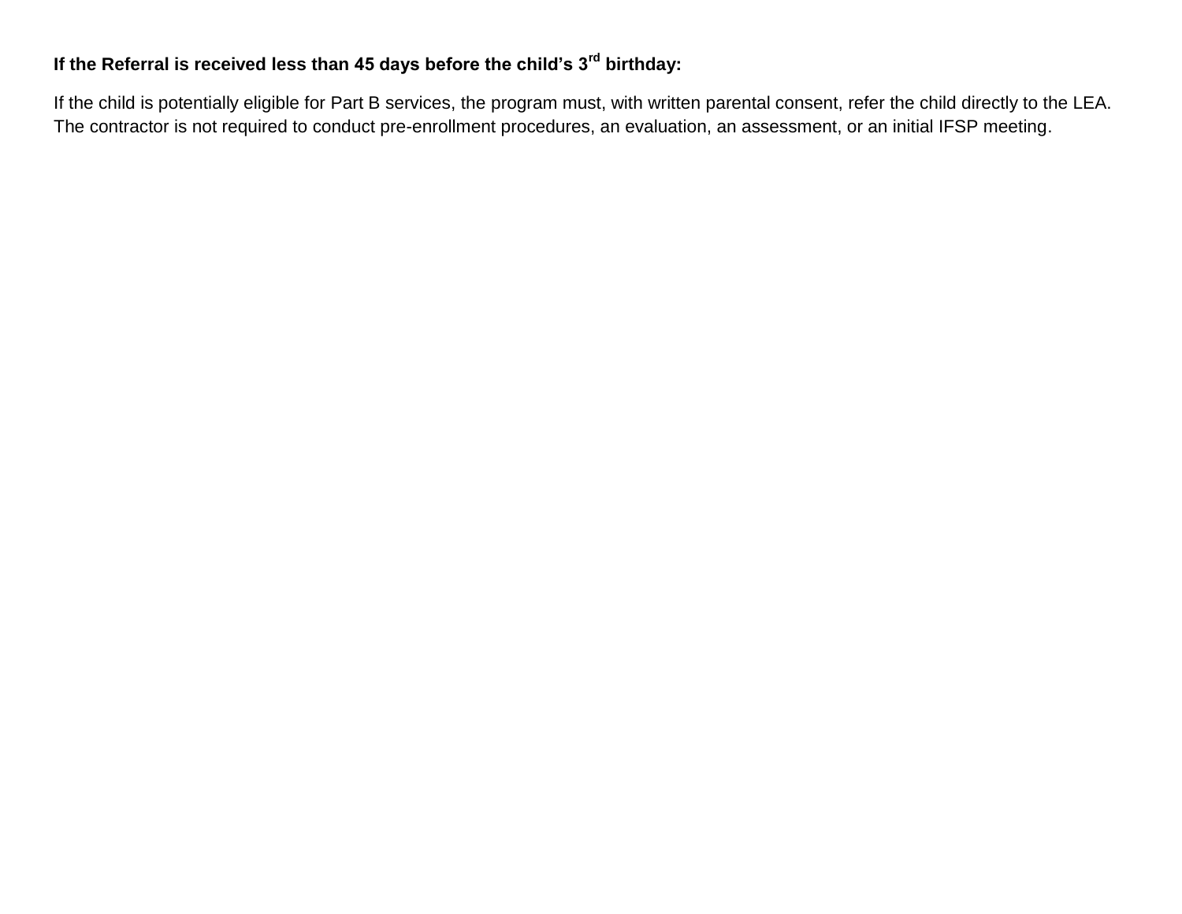**If the Referral is received less than 45 days before the child's 3rd birthday:**

If the child is potentially eligible for Part B services, the program must, with written parental consent, refer the child directly to the LEA. The contractor is not required to conduct pre-enrollment procedures, an evaluation, an assessment, or an initial IFSP meeting.